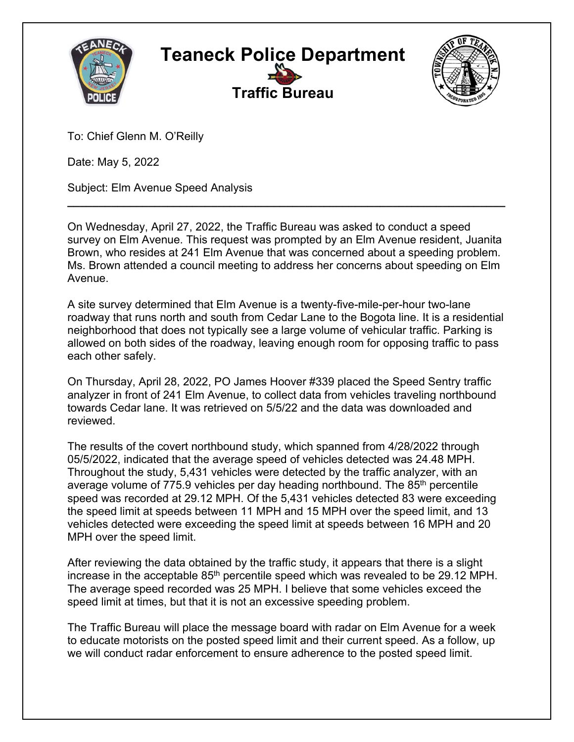# Teaneck Police Department

## Traffic Bureau

To: Chief Glenn M. O'Reilly

Date: May 5, 2022

Subject: Elm Avenue Speed Analysis

---

On Wednesday, April 27, 2022, the Traffic Bureau was asked to conduct a speed survey on Elm Avenue. This request was prompted by an Elm Avenue resident, Juanita Brown, who resides at 241 Elm Avenue that was concerned about a speeding problem. Ms. Brown attended a council meeting to address her concerns about speeding on Elm Avenue.

A site survey determined that Elm Avenue is a twenty-five-mile-per-hour two-lane roadway that runs north and south from Cedar Lane to the Bogota line. It is a residential neighborhood that does not typically see a large volume of vehicular traffic. Parking is allowed on both sides of the roadway, leaving enough room for opposing traffic to pass each other safely.

On Thursday, April 28, 2022, PO James Hoover #339 placed the Speed Sentry traffic analyzer in front of 241 Elm Avenue, to collect data from vehicles traveling northbound towards Cedar lane. It was retrieved on 5/5/22 and the data was downloaded and reviewed.

The results of the covert northbound study, which spanned from 4/28/2022 through 05/5/2022, indicated that the average speed of vehicles detected was 24.48 MPH. Throughout the study, 5,431 vehicles were detected by the traffic analyzer, with an average volume of 775.9 vehicles per day heading northbound. The 85th percentile speed was recorded at 29.12 MPH. Of the 5,431 vehicles detected 83 were exceeding the speed limit at speeds between 11 MPH and 15 MPH over the speed limit, and 13 vehicles detected were exceeding the speed limit at speeds between 16 MPH and 20 MPH over the speed limit.

After reviewing the data obtained by the traffic study, it appears that there is a slight increase in the acceptable 85th percentile speed which was revealed to be 29.12 MPH. The average speed recorded was 25 MPH. I believe that some vehicles exceed the speed limit at times, but that it is not an excessive speeding problem.

The Traffic Bureau will place the message board with radar on Elm Avenue for a week to educate motorists on the posted speed limit and their current speed. As a follow, up we will conduct radar enforcement to ensure adherence to the posted speed limit.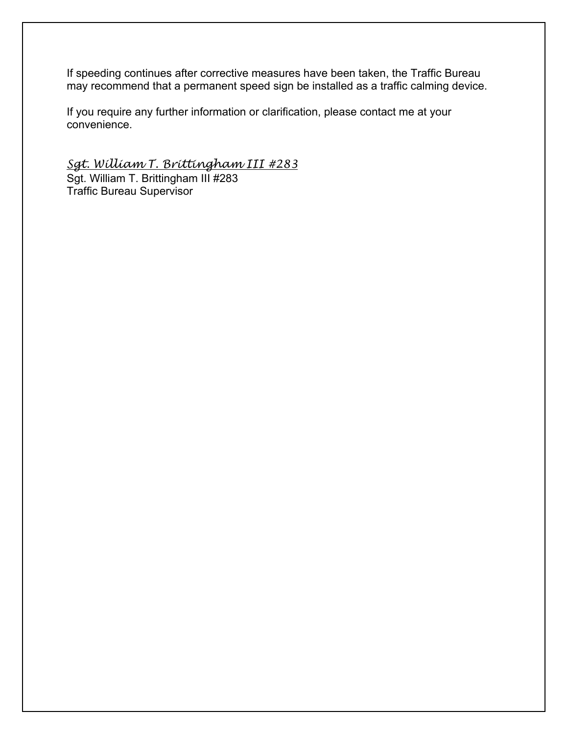If speeding continues after corrective measures have been taken, the Traffic Bureau may recommend that a permanent speed sign be installed as a traffic calming device.

If you require any further information or clarification, please contact me at your convenience.

*Sgt. William T. Brittingham III #283*

Sgt. William T. Brittingham III #283
Traffic Bureau Supervisor